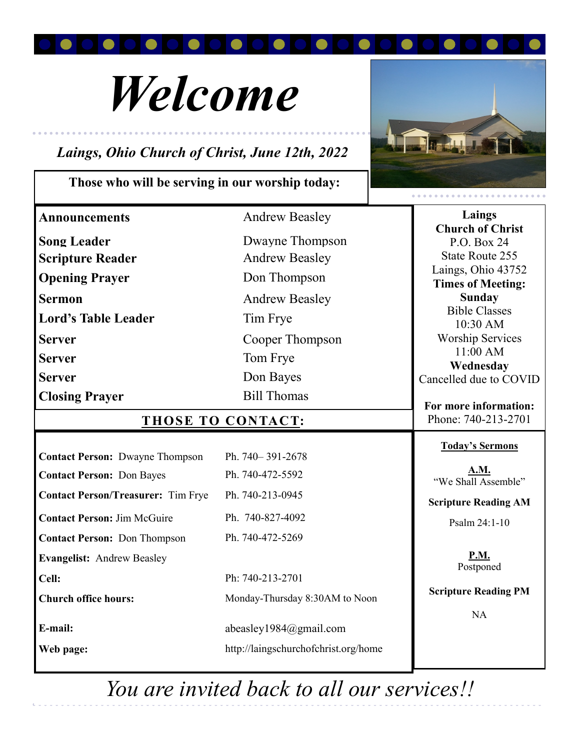# *Welcome*

***Laings, Ohio Church of Christ, June 12th, 2022***

**Those who will be serving in our worship today:**

| Role | Name |
|---|---|
| **Announcements** | Andrew Beasley |
| **Song Leader** | Dwayne Thompson |
| **Scripture Reader** | Andrew Beasley |
| **Opening Prayer** | Don Thompson |
| **Sermon** | Andrew Beasley |
| **Lord's Table Leader** | Tim Frye |
| **Server** | Cooper Thompson |
| **Server** | Tom Frye |
| **Server** | Don Bayes |
| **Closing Prayer** | Bill Thomas |

## THOSE TO CONTACT:

| | |
|---|---|
| **Contact Person:** Dwayne Thompson | Ph. 740– 391-2678 |
| **Contact Person:** Don Bayes | Ph. 740-472-5592 |
| **Contact Person/Treasurer:** Tim Frye | Ph. 740-213-0945 |
| **Contact Person:** Jim McGuire | Ph. 740-827-4092 |
| **Contact Person:** Don Thompson | Ph. 740-472-5269 |
| **Evangelist:** Andrew Beasley | |
| **Cell:** | Ph: 740-213-2701 |
| **Church office hours:** | Monday-Thursday 8:30AM to Noon |
| **E-mail:** | abeasley1984@gmail.com |
| **Web page:** | http://laingschurchofchrist.org/home |

**Laings Church of Christ**
P.O. Box 24
State Route 255
Laings, Ohio 43752

**Times of Meeting:**

**Sunday**
Bible Classes
10:30 AM
Worship Services
11:00 AM

**Wednesday**
Cancelled due to COVID

**For more information:**
Phone: 740-213-2701

**Today's Sermons**

**A.M.**
"We Shall Assemble"

**Scripture Reading AM**

Psalm 24:1-10

**P.M.**
Postponed

**Scripture Reading PM**

NA

*You are invited back to all our services!!*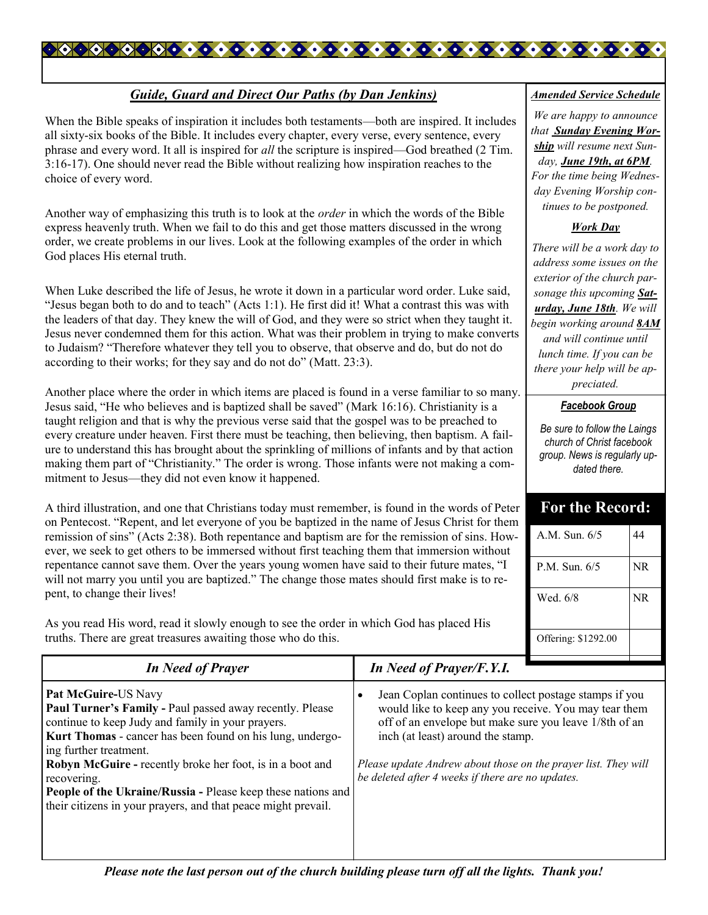## *Guide, Guard and Direct Our Paths (by Dan Jenkins)*

When the Bible speaks of inspiration it includes both testaments—both are inspired. It includes all sixty-six books of the Bible. It includes every chapter, every verse, every sentence, every phrase and every word. It all is inspired for *all* the scripture is inspired—God breathed (2 Tim. 3:16-17). One should never read the Bible without realizing how inspiration reaches to the choice of every word.

Another way of emphasizing this truth is to look at the *order* in which the words of the Bible express heavenly truth. When we fail to do this and get those matters discussed in the wrong order, we create problems in our lives. Look at the following examples of the order in which God places His eternal truth.

When Luke described the life of Jesus, he wrote it down in a particular word order. Luke said, "Jesus began both to do and to teach" (Acts 1:1). He first did it! What a contrast this was with the leaders of that day. They knew the will of God, and they were so strict when they taught it. Jesus never condemned them for this action. What was their problem in trying to make converts to Judaism? "Therefore whatever they tell you to observe, that observe and do, but do not do according to their works; for they say and do not do" (Matt. 23:3).

Another place where the order in which items are placed is found in a verse familiar to so many. Jesus said, "He who believes and is baptized shall be saved" (Mark 16:16). Christianity is a taught religion and that is why the previous verse said that the gospel was to be preached to every creature under heaven. First there must be teaching, then believing, then baptism. A failure to understand this has brought about the sprinkling of millions of infants and by that action making them part of "Christianity." The order is wrong. Those infants were not making a commitment to Jesus—they did not even know it happened.

A third illustration, and one that Christians today must remember, is found in the words of Peter on Pentecost. "Repent, and let everyone of you be baptized in the name of Jesus Christ for them remission of sins" (Acts 2:38). Both repentance and baptism are for the remission of sins. However, we seek to get others to be immersed without first teaching them that immersion without repentance cannot save them. Over the years young women have said to their future mates, "I will not marry you until you are baptized." The change those mates should first make is to repent, to change their lives!

As you read His word, read it slowly enough to see the order in which God has placed His truths. There are great treasures awaiting those who do this.

### *Amended Service Schedule*

*We are happy to announce that **Sunday Evening Worship** will resume next Sunday, **June 19th, at 6PM**. For the time being Wednesday Evening Worship continues to be postponed.*

### *Work Day*

*There will be a work day to address some issues on the exterior of the church parsonage this upcoming **Saturday, June 18th**. We will begin working around **8AM** and will continue until lunch time. If you can be there your help will be appreciated.*

### *Facebook Group*

*Be sure to follow the Laings church of Christ facebook group. News is regularly updated there.*

### For the Record:

| | |
|---|---|
| A.M. Sun. 6/5 | 44 |
| P.M. Sun. 6/5 | NR |
| Wed. 6/8 | NR |
| Offering: $1292.00 | |

### *In Need of Prayer*

**Pat McGuire-**US Navy
**Paul Turner's Family -** Paul passed away recently. Please continue to keep Judy and family in your prayers.
**Kurt Thomas** - cancer has been found on his lung, undergoing further treatment.
**Robyn McGuire -** recently broke her foot, is in a boot and recovering.
**People of the Ukraine/Russia -** Please keep these nations and their citizens in your prayers, and that peace might prevail.

### *In Need of Prayer/F.Y.I.*

- Jean Coplan continues to collect postage stamps if you would like to keep any you receive. You may tear them off of an envelope but make sure you leave 1/8th of an inch (at least) around the stamp.

*Please update Andrew about those on the prayer list. They will be deleted after 4 weeks if there are no updates.*

***Please note the last person out of the church building please turn off all the lights. Thank you!***